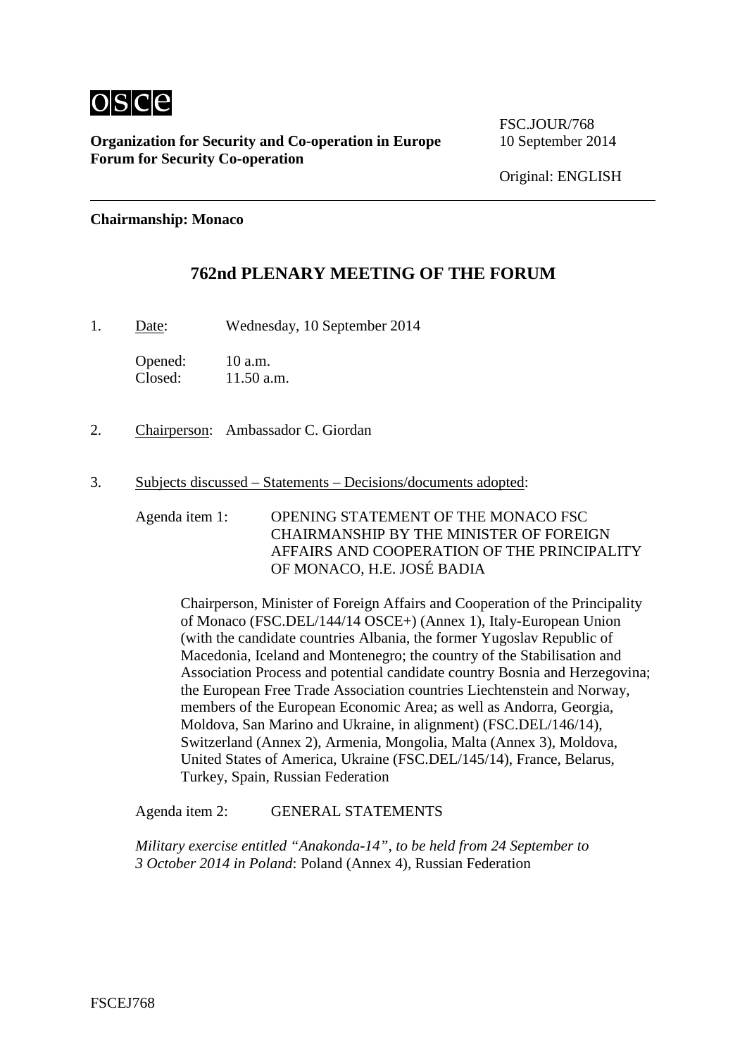osce

**Organization for Security and Co-operation in Europe**
**Forum for Security Co-operation**

FSC.JOUR/768
10 September 2014

Original: ENGLISH

**Chairmanship: Monaco**

## 762nd PLENARY MEETING OF THE FORUM

1. Date: Wednesday, 10 September 2014

   Opened: 10 a.m.
   Closed: 11.50 a.m.

2. Chairperson: Ambassador C. Giordan

3. Subjects discussed – Statements – Decisions/documents adopted:

   Agenda item 1: OPENING STATEMENT OF THE MONACO FSC CHAIRMANSHIP BY THE MINISTER OF FOREIGN AFFAIRS AND COOPERATION OF THE PRINCIPALITY OF MONACO, H.E. JOSÉ BADIA

   Chairperson, Minister of Foreign Affairs and Cooperation of the Principality of Monaco (FSC.DEL/144/14 OSCE+) (Annex 1), Italy-European Union (with the candidate countries Albania, the former Yugoslav Republic of Macedonia, Iceland and Montenegro; the country of the Stabilisation and Association Process and potential candidate country Bosnia and Herzegovina; the European Free Trade Association countries Liechtenstein and Norway, members of the European Economic Area; as well as Andorra, Georgia, Moldova, San Marino and Ukraine, in alignment) (FSC.DEL/146/14), Switzerland (Annex 2), Armenia, Mongolia, Malta (Annex 3), Moldova, United States of America, Ukraine (FSC.DEL/145/14), France, Belarus, Turkey, Spain, Russian Federation

   Agenda item 2: GENERAL STATEMENTS

   *Military exercise entitled "Anakonda-14", to be held from 24 September to 3 October 2014 in Poland*: Poland (Annex 4), Russian Federation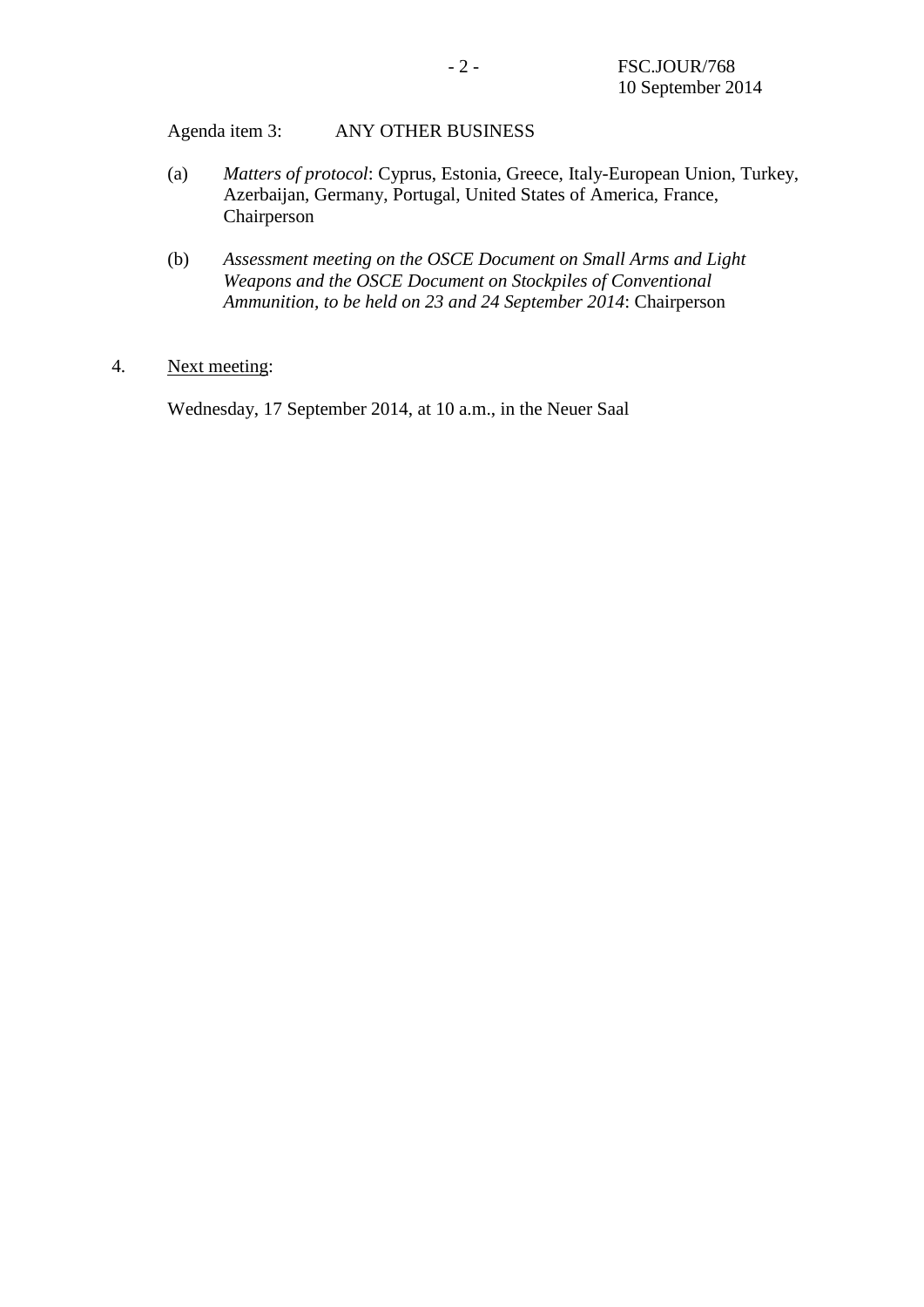Agenda item 3: ANY OTHER BUSINESS

(a) *Matters of protocol*: Cyprus, Estonia, Greece, Italy-European Union, Turkey, Azerbaijan, Germany, Portugal, United States of America, France, Chairperson

(b) *Assessment meeting on the OSCE Document on Small Arms and Light Weapons and the OSCE Document on Stockpiles of Conventional Ammunition, to be held on 23 and 24 September 2014*: Chairperson

4. Next meeting:

Wednesday, 17 September 2014, at 10 a.m., in the Neuer Saal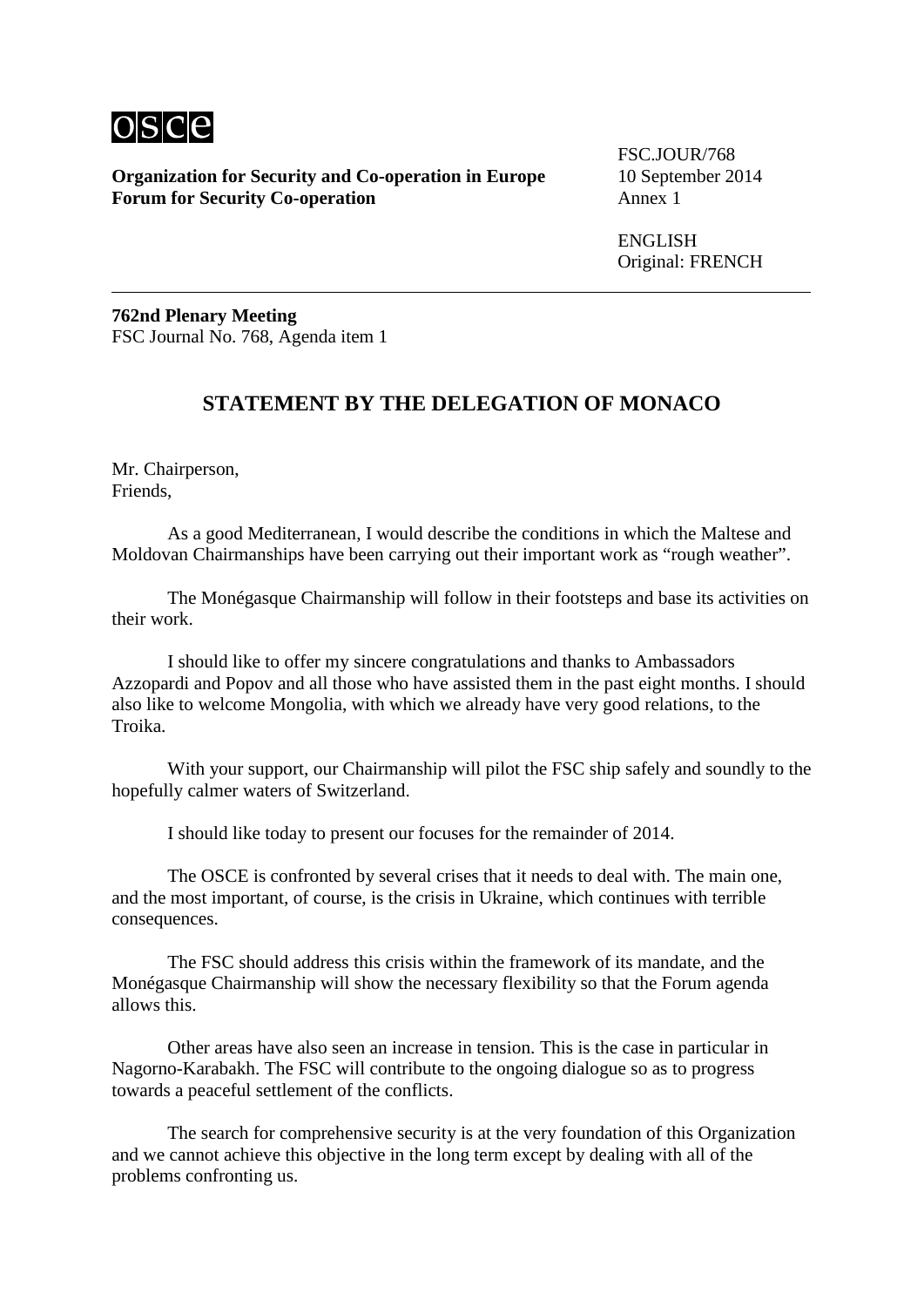**Organization for Security and Co-operation in Europe**
**Forum for Security Co-operation**

FSC.JOUR/768
10 September 2014
Annex 1

ENGLISH
Original: FRENCH

---

**762nd Plenary Meeting**
FSC Journal No. 768, Agenda item 1

## STATEMENT BY THE DELEGATION OF MONACO

Mr. Chairperson,
Friends,

As a good Mediterranean, I would describe the conditions in which the Maltese and Moldovan Chairmanships have been carrying out their important work as "rough weather".

The Monégasque Chairmanship will follow in their footsteps and base its activities on their work.

I should like to offer my sincere congratulations and thanks to Ambassadors Azzopardi and Popov and all those who have assisted them in the past eight months. I should also like to welcome Mongolia, with which we already have very good relations, to the Troika.

With your support, our Chairmanship will pilot the FSC ship safely and soundly to the hopefully calmer waters of Switzerland.

I should like today to present our focuses for the remainder of 2014.

The OSCE is confronted by several crises that it needs to deal with. The main one, and the most important, of course, is the crisis in Ukraine, which continues with terrible consequences.

The FSC should address this crisis within the framework of its mandate, and the Monégasque Chairmanship will show the necessary flexibility so that the Forum agenda allows this.

Other areas have also seen an increase in tension. This is the case in particular in Nagorno-Karabakh. The FSC will contribute to the ongoing dialogue so as to progress towards a peaceful settlement of the conflicts.

The search for comprehensive security is at the very foundation of this Organization and we cannot achieve this objective in the long term except by dealing with all of the problems confronting us.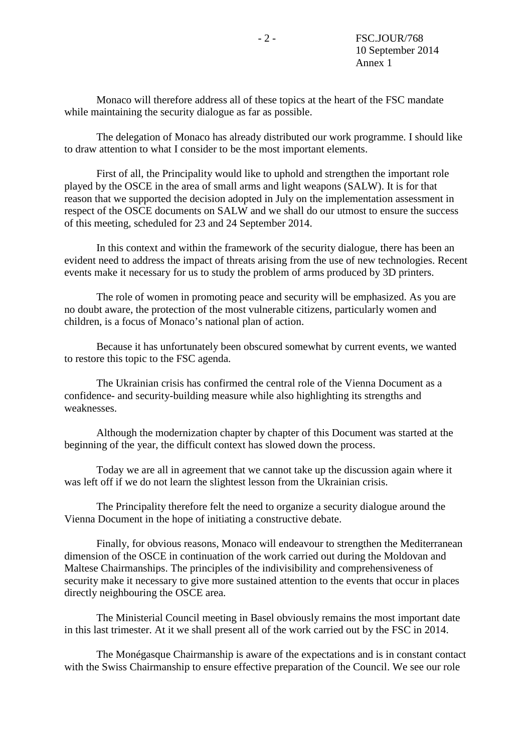Monaco will therefore address all of these topics at the heart of the FSC mandate while maintaining the security dialogue as far as possible.

The delegation of Monaco has already distributed our work programme. I should like to draw attention to what I consider to be the most important elements.

First of all, the Principality would like to uphold and strengthen the important role played by the OSCE in the area of small arms and light weapons (SALW). It is for that reason that we supported the decision adopted in July on the implementation assessment in respect of the OSCE documents on SALW and we shall do our utmost to ensure the success of this meeting, scheduled for 23 and 24 September 2014.

In this context and within the framework of the security dialogue, there has been an evident need to address the impact of threats arising from the use of new technologies. Recent events make it necessary for us to study the problem of arms produced by 3D printers.

The role of women in promoting peace and security will be emphasized. As you are no doubt aware, the protection of the most vulnerable citizens, particularly women and children, is a focus of Monaco's national plan of action.

Because it has unfortunately been obscured somewhat by current events, we wanted to restore this topic to the FSC agenda.

The Ukrainian crisis has confirmed the central role of the Vienna Document as a confidence- and security-building measure while also highlighting its strengths and weaknesses.

Although the modernization chapter by chapter of this Document was started at the beginning of the year, the difficult context has slowed down the process.

Today we are all in agreement that we cannot take up the discussion again where it was left off if we do not learn the slightest lesson from the Ukrainian crisis.

The Principality therefore felt the need to organize a security dialogue around the Vienna Document in the hope of initiating a constructive debate.

Finally, for obvious reasons, Monaco will endeavour to strengthen the Mediterranean dimension of the OSCE in continuation of the work carried out during the Moldovan and Maltese Chairmanships. The principles of the indivisibility and comprehensiveness of security make it necessary to give more sustained attention to the events that occur in places directly neighbouring the OSCE area.

The Ministerial Council meeting in Basel obviously remains the most important date in this last trimester. At it we shall present all of the work carried out by the FSC in 2014.

The Monégasque Chairmanship is aware of the expectations and is in constant contact with the Swiss Chairmanship to ensure effective preparation of the Council. We see our role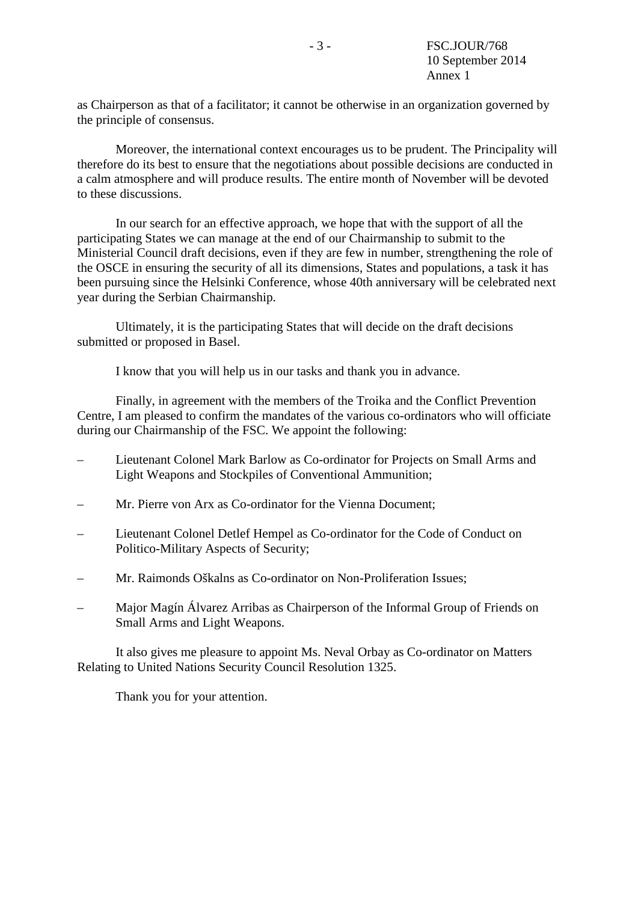as Chairperson as that of a facilitator; it cannot be otherwise in an organization governed by the principle of consensus.

Moreover, the international context encourages us to be prudent. The Principality will therefore do its best to ensure that the negotiations about possible decisions are conducted in a calm atmosphere and will produce results. The entire month of November will be devoted to these discussions.

In our search for an effective approach, we hope that with the support of all the participating States we can manage at the end of our Chairmanship to submit to the Ministerial Council draft decisions, even if they are few in number, strengthening the role of the OSCE in ensuring the security of all its dimensions, States and populations, a task it has been pursuing since the Helsinki Conference, whose 40th anniversary will be celebrated next year during the Serbian Chairmanship.

Ultimately, it is the participating States that will decide on the draft decisions submitted or proposed in Basel.

I know that you will help us in our tasks and thank you in advance.

Finally, in agreement with the members of the Troika and the Conflict Prevention Centre, I am pleased to confirm the mandates of the various co-ordinators who will officiate during our Chairmanship of the FSC. We appoint the following:

– Lieutenant Colonel Mark Barlow as Co-ordinator for Projects on Small Arms and Light Weapons and Stockpiles of Conventional Ammunition;

– Mr. Pierre von Arx as Co-ordinator for the Vienna Document;

– Lieutenant Colonel Detlef Hempel as Co-ordinator for the Code of Conduct on Politico-Military Aspects of Security;

– Mr. Raimonds Oškalns as Co-ordinator on Non-Proliferation Issues;

– Major Magín Álvarez Arribas as Chairperson of the Informal Group of Friends on Small Arms and Light Weapons.

It also gives me pleasure to appoint Ms. Neval Orbay as Co-ordinator on Matters Relating to United Nations Security Council Resolution 1325.

Thank you for your attention.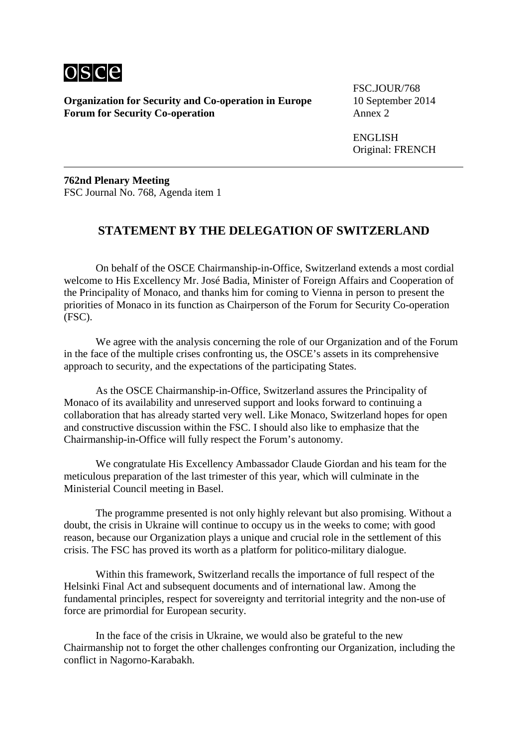FSC.JOUR/768
10 September 2014
Annex 2

ENGLISH
Original: FRENCH

**762nd Plenary Meeting**
FSC Journal No. 768, Agenda item 1

## STATEMENT BY THE DELEGATION OF SWITZERLAND

On behalf of the OSCE Chairmanship-in-Office, Switzerland extends a most cordial welcome to His Excellency Mr. José Badia, Minister of Foreign Affairs and Cooperation of the Principality of Monaco, and thanks him for coming to Vienna in person to present the priorities of Monaco in its function as Chairperson of the Forum for Security Co-operation (FSC).

We agree with the analysis concerning the role of our Organization and of the Forum in the face of the multiple crises confronting us, the OSCE's assets in its comprehensive approach to security, and the expectations of the participating States.

As the OSCE Chairmanship-in-Office, Switzerland assures the Principality of Monaco of its availability and unreserved support and looks forward to continuing a collaboration that has already started very well. Like Monaco, Switzerland hopes for open and constructive discussion within the FSC. I should also like to emphasize that the Chairmanship-in-Office will fully respect the Forum's autonomy.

We congratulate His Excellency Ambassador Claude Giordan and his team for the meticulous preparation of the last trimester of this year, which will culminate in the Ministerial Council meeting in Basel.

The programme presented is not only highly relevant but also promising. Without a doubt, the crisis in Ukraine will continue to occupy us in the weeks to come; with good reason, because our Organization plays a unique and crucial role in the settlement of this crisis. The FSC has proved its worth as a platform for politico-military dialogue.

Within this framework, Switzerland recalls the importance of full respect of the Helsinki Final Act and subsequent documents and of international law. Among the fundamental principles, respect for sovereignty and territorial integrity and the non-use of force are primordial for European security.

In the face of the crisis in Ukraine, we would also be grateful to the new Chairmanship not to forget the other challenges confronting our Organization, including the conflict in Nagorno-Karabakh.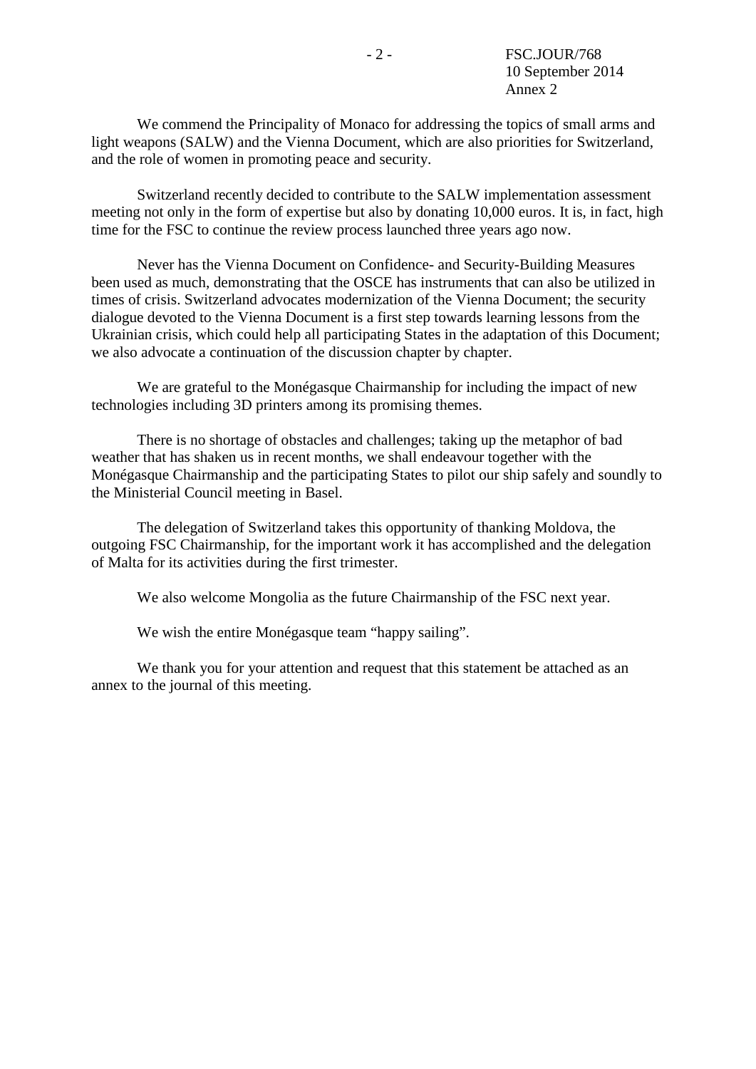We commend the Principality of Monaco for addressing the topics of small arms and light weapons (SALW) and the Vienna Document, which are also priorities for Switzerland, and the role of women in promoting peace and security.

Switzerland recently decided to contribute to the SALW implementation assessment meeting not only in the form of expertise but also by donating 10,000 euros. It is, in fact, high time for the FSC to continue the review process launched three years ago now.

Never has the Vienna Document on Confidence- and Security-Building Measures been used as much, demonstrating that the OSCE has instruments that can also be utilized in times of crisis. Switzerland advocates modernization of the Vienna Document; the security dialogue devoted to the Vienna Document is a first step towards learning lessons from the Ukrainian crisis, which could help all participating States in the adaptation of this Document; we also advocate a continuation of the discussion chapter by chapter.

We are grateful to the Monégasque Chairmanship for including the impact of new technologies including 3D printers among its promising themes.

There is no shortage of obstacles and challenges; taking up the metaphor of bad weather that has shaken us in recent months, we shall endeavour together with the Monégasque Chairmanship and the participating States to pilot our ship safely and soundly to the Ministerial Council meeting in Basel.

The delegation of Switzerland takes this opportunity of thanking Moldova, the outgoing FSC Chairmanship, for the important work it has accomplished and the delegation of Malta for its activities during the first trimester.

We also welcome Mongolia as the future Chairmanship of the FSC next year.

We wish the entire Monégasque team “happy sailing”.

We thank you for your attention and request that this statement be attached as an annex to the journal of this meeting.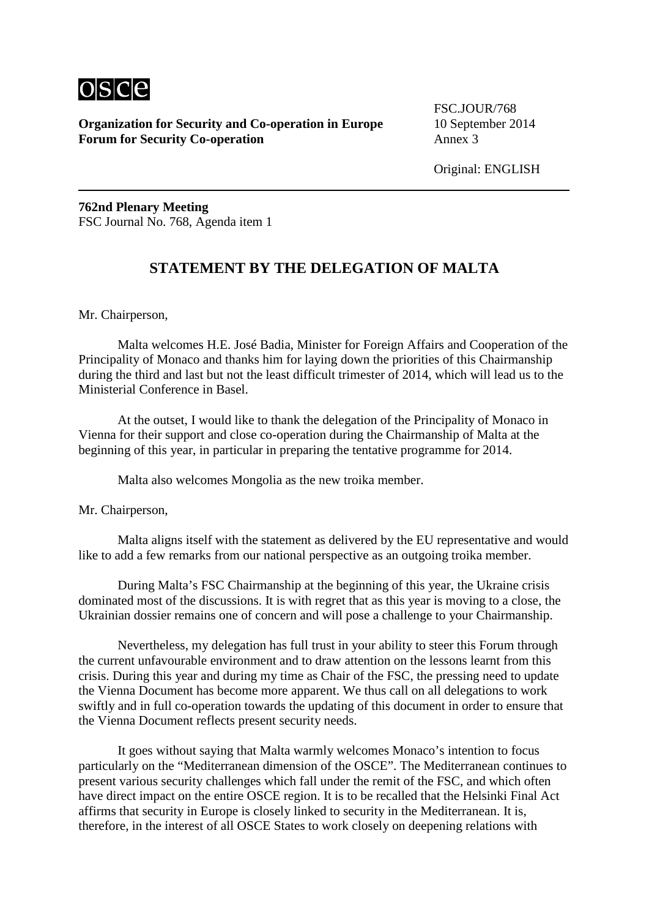**Organization for Security and Co-operation in Europe**
**Forum for Security Co-operation**

FSC.JOUR/768
10 September 2014
Annex 3

Original: ENGLISH

**762nd Plenary Meeting**
FSC Journal No. 768, Agenda item 1

## STATEMENT BY THE DELEGATION OF MALTA

Mr. Chairperson,

Malta welcomes H.E. José Badia, Minister for Foreign Affairs and Cooperation of the Principality of Monaco and thanks him for laying down the priorities of this Chairmanship during the third and last but not the least difficult trimester of 2014, which will lead us to the Ministerial Conference in Basel.

At the outset, I would like to thank the delegation of the Principality of Monaco in Vienna for their support and close co-operation during the Chairmanship of Malta at the beginning of this year, in particular in preparing the tentative programme for 2014.

Malta also welcomes Mongolia as the new troika member.

Mr. Chairperson,

Malta aligns itself with the statement as delivered by the EU representative and would like to add a few remarks from our national perspective as an outgoing troika member.

During Malta's FSC Chairmanship at the beginning of this year, the Ukraine crisis dominated most of the discussions. It is with regret that as this year is moving to a close, the Ukrainian dossier remains one of concern and will pose a challenge to your Chairmanship.

Nevertheless, my delegation has full trust in your ability to steer this Forum through the current unfavourable environment and to draw attention on the lessons learnt from this crisis. During this year and during my time as Chair of the FSC, the pressing need to update the Vienna Document has become more apparent. We thus call on all delegations to work swiftly and in full co-operation towards the updating of this document in order to ensure that the Vienna Document reflects present security needs.

It goes without saying that Malta warmly welcomes Monaco's intention to focus particularly on the "Mediterranean dimension of the OSCE". The Mediterranean continues to present various security challenges which fall under the remit of the FSC, and which often have direct impact on the entire OSCE region. It is to be recalled that the Helsinki Final Act affirms that security in Europe is closely linked to security in the Mediterranean. It is, therefore, in the interest of all OSCE States to work closely on deepening relations with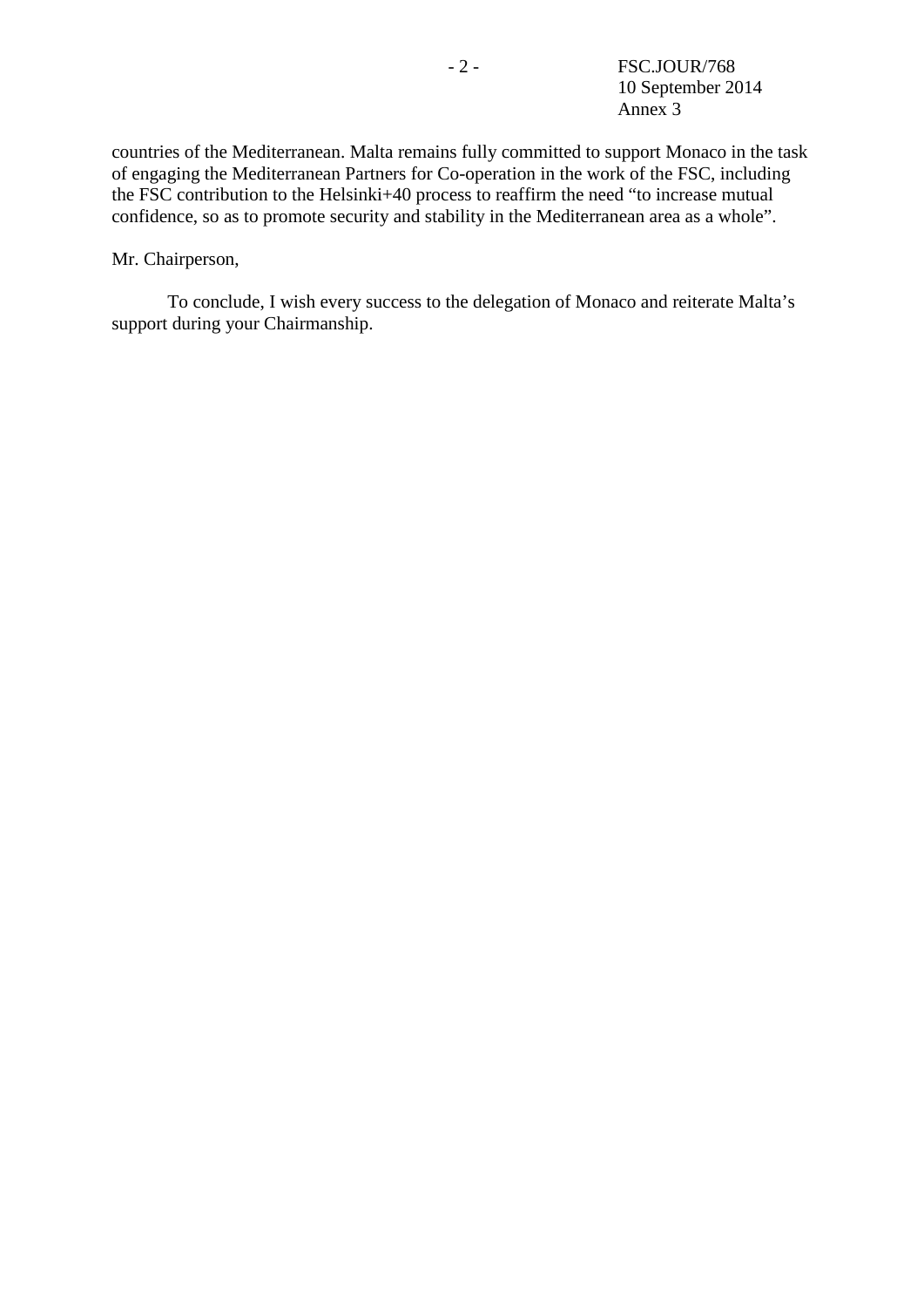countries of the Mediterranean. Malta remains fully committed to support Monaco in the task of engaging the Mediterranean Partners for Co-operation in the work of the FSC, including the FSC contribution to the Helsinki+40 process to reaffirm the need "to increase mutual confidence, so as to promote security and stability in the Mediterranean area as a whole".

Mr. Chairperson,

To conclude, I wish every success to the delegation of Monaco and reiterate Malta's support during your Chairmanship.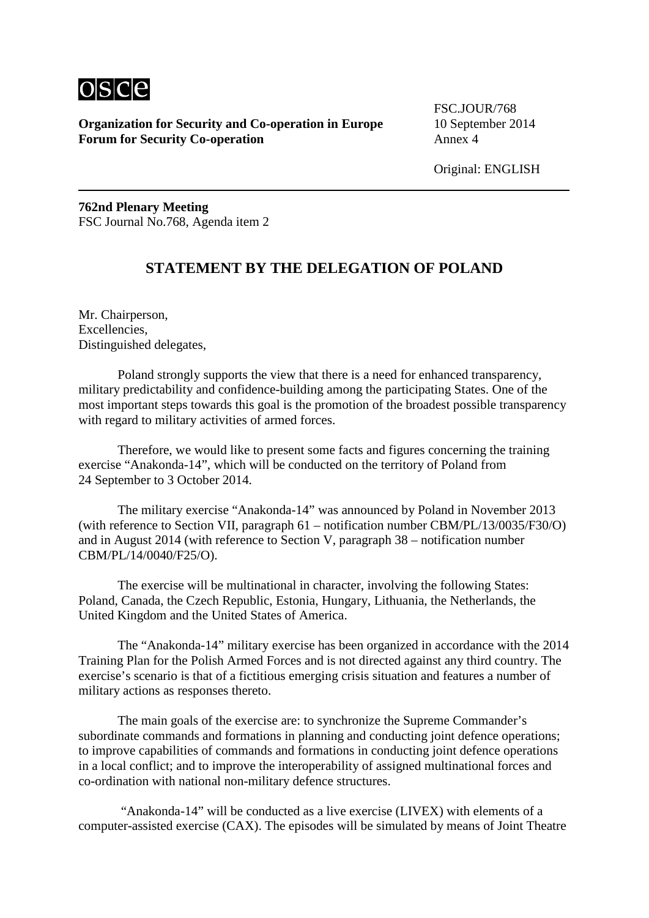**Organization for Security and Co-operation in Europe**
**Forum for Security Co-operation**

FSC.JOUR/768
10 September 2014
Annex 4

Original: ENGLISH

**762nd Plenary Meeting**
FSC Journal No.768, Agenda item 2

## STATEMENT BY THE DELEGATION OF POLAND

Mr. Chairperson,
Excellencies,
Distinguished delegates,

Poland strongly supports the view that there is a need for enhanced transparency, military predictability and confidence-building among the participating States. One of the most important steps towards this goal is the promotion of the broadest possible transparency with regard to military activities of armed forces.

Therefore, we would like to present some facts and figures concerning the training exercise "Anakonda-14", which will be conducted on the territory of Poland from 24 September to 3 October 2014.

The military exercise "Anakonda-14" was announced by Poland in November 2013 (with reference to Section VII, paragraph 61 – notification number CBM/PL/13/0035/F30/O) and in August 2014 (with reference to Section V, paragraph 38 – notification number CBM/PL/14/0040/F25/O).

The exercise will be multinational in character, involving the following States: Poland, Canada, the Czech Republic, Estonia, Hungary, Lithuania, the Netherlands, the United Kingdom and the United States of America.

The "Anakonda-14" military exercise has been organized in accordance with the 2014 Training Plan for the Polish Armed Forces and is not directed against any third country. The exercise's scenario is that of a fictitious emerging crisis situation and features a number of military actions as responses thereto.

The main goals of the exercise are: to synchronize the Supreme Commander's subordinate commands and formations in planning and conducting joint defence operations; to improve capabilities of commands and formations in conducting joint defence operations in a local conflict; and to improve the interoperability of assigned multinational forces and co-ordination with national non-military defence structures.

"Anakonda-14" will be conducted as a live exercise (LIVEX) with elements of a computer-assisted exercise (CAX). The episodes will be simulated by means of Joint Theatre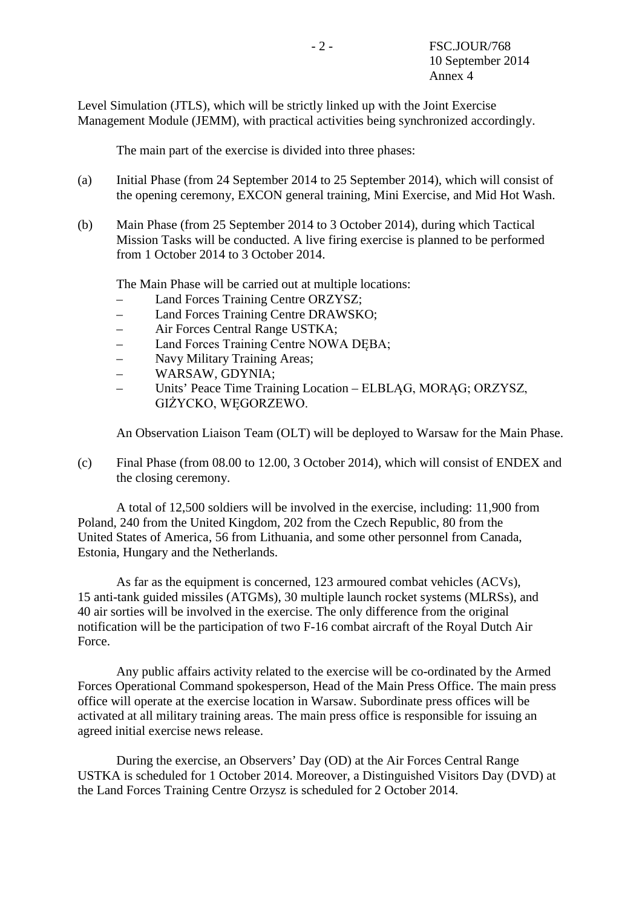Level Simulation (JTLS), which will be strictly linked up with the Joint Exercise Management Module (JEMM), with practical activities being synchronized accordingly.

The main part of the exercise is divided into three phases:

(a) Initial Phase (from 24 September 2014 to 25 September 2014), which will consist of the opening ceremony, EXCON general training, Mini Exercise, and Mid Hot Wash.

(b) Main Phase (from 25 September 2014 to 3 October 2014), during which Tactical Mission Tasks will be conducted. A live firing exercise is planned to be performed from 1 October 2014 to 3 October 2014.

The Main Phase will be carried out at multiple locations:

- Land Forces Training Centre ORZYSZ;
- Land Forces Training Centre DRAWSKO;
- Air Forces Central Range USTKA;
- Land Forces Training Centre NOWA DĘBA;
- Navy Military Training Areas;
- WARSAW, GDYNIA;
- Units' Peace Time Training Location – ELBLĄG, MORĄG; ORZYSZ, GIŻYCKO, WĘGORZEWO.

An Observation Liaison Team (OLT) will be deployed to Warsaw for the Main Phase.

(c) Final Phase (from 08.00 to 12.00, 3 October 2014), which will consist of ENDEX and the closing ceremony.

A total of 12,500 soldiers will be involved in the exercise, including: 11,900 from Poland, 240 from the United Kingdom, 202 from the Czech Republic, 80 from the United States of America, 56 from Lithuania, and some other personnel from Canada, Estonia, Hungary and the Netherlands.

As far as the equipment is concerned, 123 armoured combat vehicles (ACVs), 15 anti-tank guided missiles (ATGMs), 30 multiple launch rocket systems (MLRSs), and 40 air sorties will be involved in the exercise. The only difference from the original notification will be the participation of two F-16 combat aircraft of the Royal Dutch Air Force.

Any public affairs activity related to the exercise will be co-ordinated by the Armed Forces Operational Command spokesperson, Head of the Main Press Office. The main press office will operate at the exercise location in Warsaw. Subordinate press offices will be activated at all military training areas. The main press office is responsible for issuing an agreed initial exercise news release.

During the exercise, an Observers' Day (OD) at the Air Forces Central Range USTKA is scheduled for 1 October 2014. Moreover, a Distinguished Visitors Day (DVD) at the Land Forces Training Centre Orzysz is scheduled for 2 October 2014.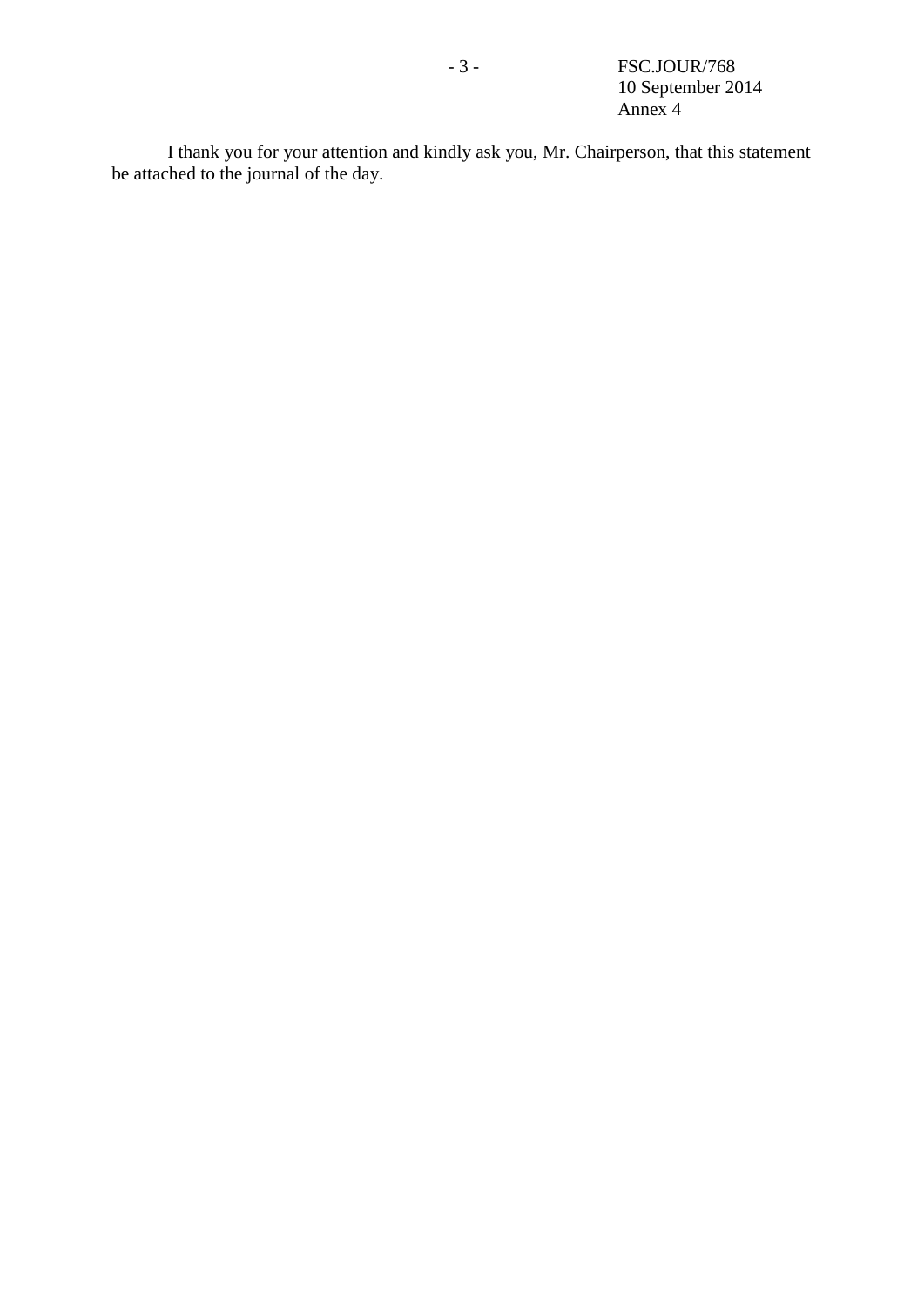I thank you for your attention and kindly ask you, Mr. Chairperson, that this statement be attached to the journal of the day.